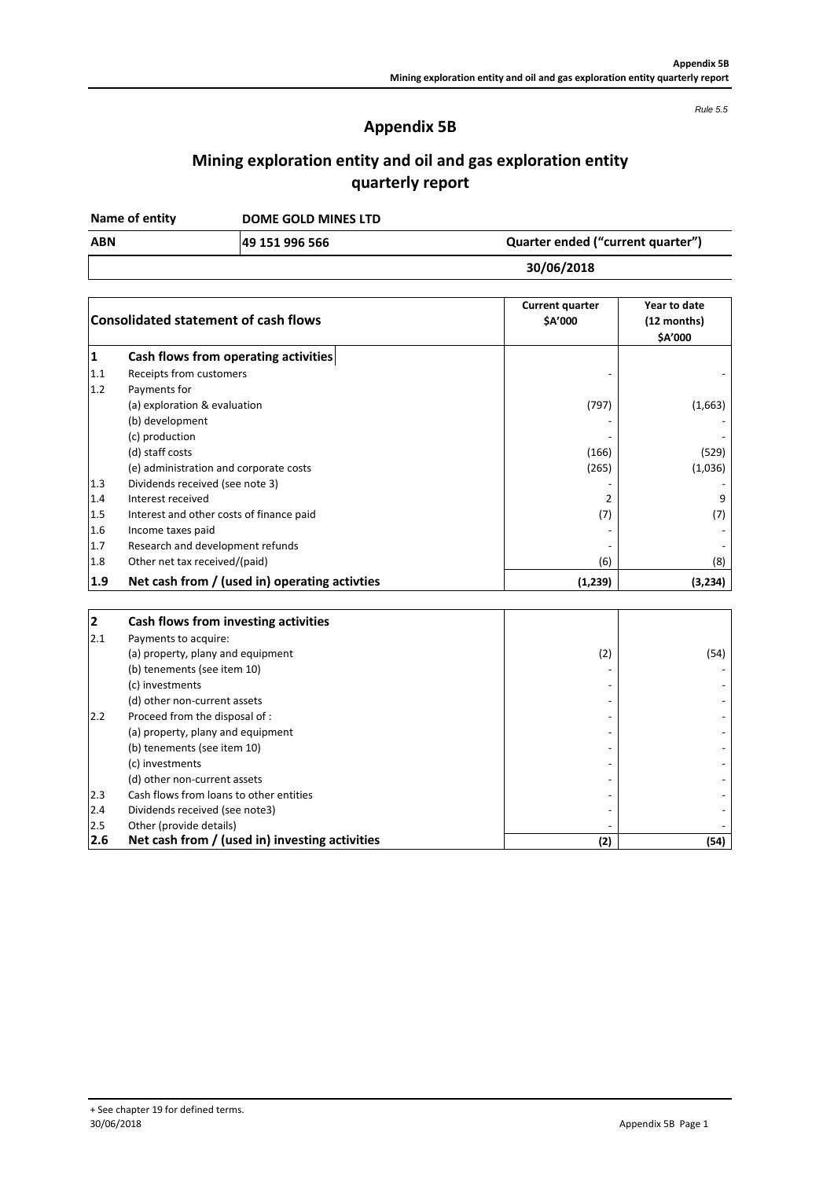*Rule 5.5*

# Appendix 5B

## Mining exploration entity and oil and gas exploration entity quarterly report

| Name of entity | DOME GOLD MINES LTD | |
|---|---|---|
| ABN | 49 151 996 566 | Quarter ended ("current quarter") |
| | | 30/06/2018 |

| | Consolidated statement of cash flows | Current quarter $A'000 | Year to date (12 months) $A'000 |
|---|---|---|---|
| **1** | **Cash flows from operating activities** | | |
| 1.1 | Receipts from customers | - | - |
| 1.2 | Payments for | | |
| | (a) exploration & evaluation | (797) | (1,663) |
| | (b) development | - | - |
| | (c) production | - | - |
| | (d) staff costs | (166) | (529) |
| | (e) administration and corporate costs | (265) | (1,036) |
| 1.3 | Dividends received (see note 3) | - | - |
| 1.4 | Interest received | 2 | 9 |
| 1.5 | Interest and other costs of finance paid | (7) | (7) |
| 1.6 | Income taxes paid | - | - |
| 1.7 | Research and development refunds | - | - |
| 1.8 | Other net tax received/(paid) | (6) | (8) |
| **1.9** | **Net cash from / (used in) operating activties** | **(1,239)** | **(3,234)** |

| | | | |
|---|---|---|---|
| **2** | **Cash flows from investing activities** | | |
| 2.1 | Payments to acquire: | | |
| | (a) property, plany and equipment | (2) | (54) |
| | (b) tenements (see item 10) | - | - |
| | (c) investments | - | - |
| | (d) other non-current assets | - | - |
| 2.2 | Proceed from the disposal of : | - | - |
| | (a) property, plany and equipment | - | - |
| | (b) tenements (see item 10) | - | - |
| | (c) investments | - | - |
| | (d) other non-current assets | - | - |
| 2.3 | Cash flows from loans to other entities | - | - |
| 2.4 | Dividends received (see note3) | - | - |
| 2.5 | Other (provide details) | - | - |
| **2.6** | **Net cash from / (used in) investing activities** | **(2)** | **(54)** |

+ See chapter 19 for defined terms.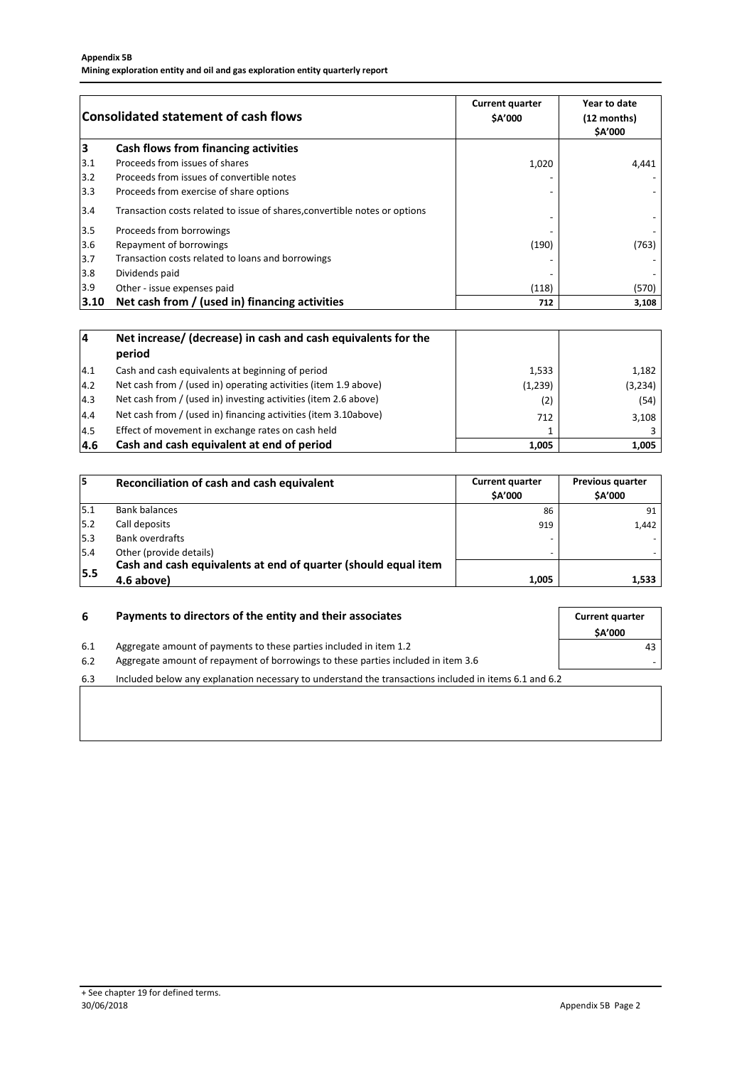| | Consolidated statement of cash flows | Current quarter $A'000 | Year to date (12 months) $A'000 |
|---|---|---|---|
| **3** | **Cash flows from financing activities** | | |
| 3.1 | Proceeds from issues of shares | 1,020 | 4,441 |
| 3.2 | Proceeds from issues of convertible notes | - | - |
| 3.3 | Proceeds from exercise of share options | - | - |
| 3.4 | Transaction costs related to issue of shares,convertible notes or options | - | - |
| 3.5 | Proceeds from borrowings | - | - |
| 3.6 | Repayment of borrowings | (190) | (763) |
| 3.7 | Transaction costs related to loans and borrowings | - | - |
| 3.8 | Dividends paid | - | - |
| 3.9 | Other - issue expenses paid | (118) | (570) |
| **3.10** | **Net cash from / (used in) financing activities** | **712** | **3,108** |

| | | | |
|---|---|---|---|
| **4** | **Net increase/ (decrease) in cash and cash equivalents for the period** | | |
| 4.1 | Cash and cash equivalents at beginning of period | 1,533 | 1,182 |
| 4.2 | Net cash from / (used in) operating activities (item 1.9 above) | (1,239) | (3,234) |
| 4.3 | Net cash from / (used in) investing activities (item 2.6 above) | (2) | (54) |
| 4.4 | Net cash from / (used in) financing activities (item 3.10above) | 712 | 3,108 |
| 4.5 | Effect of movement in exchange rates on cash held | 1 | 3 |
| **4.6** | **Cash and cash equivalent at end of period** | **1,005** | **1,005** |

| **5** | **Reconciliation of cash and cash equivalent** | Current quarter $A'000 | Previous quarter $A'000 |
|---|---|---|---|
| 5.1 | Bank balances | 86 | 91 |
| 5.2 | Call deposits | 919 | 1,442 |
| 5.3 | Bank overdrafts | - | - |
| 5.4 | Other (provide details) | - | - |
| **5.5** | **Cash and cash equivalents at end of quarter (should equal item 4.6 above)** | **1,005** | **1,533** |

| **6** | **Payments to directors of the entity and their associates** | Current quarter $A'000 |
|---|---|---|
| 6.1 | Aggregate amount of payments to these parties included in item 1.2 | 43 |
| 6.2 | Aggregate amount of repayment of borrowings to these parties included in item 3.6 | - |

6.3 Included below any explanation necessary to understand the transactions included in items 6.1 and 6.2

+ See chapter 19 for defined terms.
30/06/2018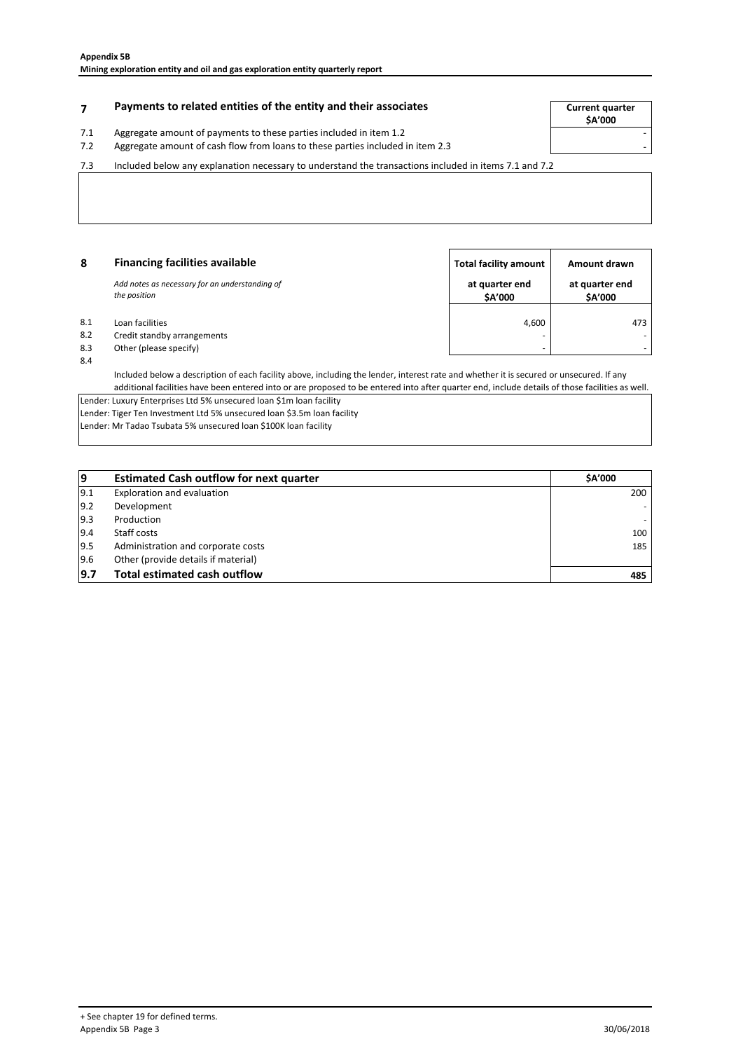## 7 Payments to related entities of the entity and their associates

| | | Current quarter $A'000 |
|---|---|---|
| 7.1 | Aggregate amount of payments to these parties included in item 1.2 | - |
| 7.2 | Aggregate amount of cash flow from loans to these parties included in item 2.3 | - |

7.3 Included below any explanation necessary to understand the transactions included in items 7.1 and 7.2

## 8 Financing facilities available

*Add notes as necessary for an understanding of the position*

| | | Total facility amount at quarter end $A'000 | Amount drawn at quarter end $A'000 |
|---|---|---|---|
| 8.1 | Loan facilities | 4,600 | 473 |
| 8.2 | Credit standby arrangements | - | - |
| 8.3 | Other (please specify) | - | - |

8.4 Included below a description of each facility above, including the lender, interest rate and whether it is secured or unsecured. If any additional facilities have been entered into or are proposed to be entered into after quarter end, include details of those facilities as well.

Lender: Luxury Enterprises Ltd 5% unsecured loan $1m loan facility
Lender: Tiger Ten Investment Ltd 5% unsecured loan $3.5m loan facility
Lender: Mr Tadao Tsubata 5% unsecured loan $100K loan facility

| 9 | Estimated Cash outflow for next quarter | $A'000 |
|---|---|---|
| 9.1 | Exploration and evaluation | 200 |
| 9.2 | Development | - |
| 9.3 | Production | - |
| 9.4 | Staff costs | 100 |
| 9.5 | Administration and corporate costs | 185 |
| 9.6 | Other (provide details if material) | |
| **9.7** | **Total estimated cash outflow** | **485** |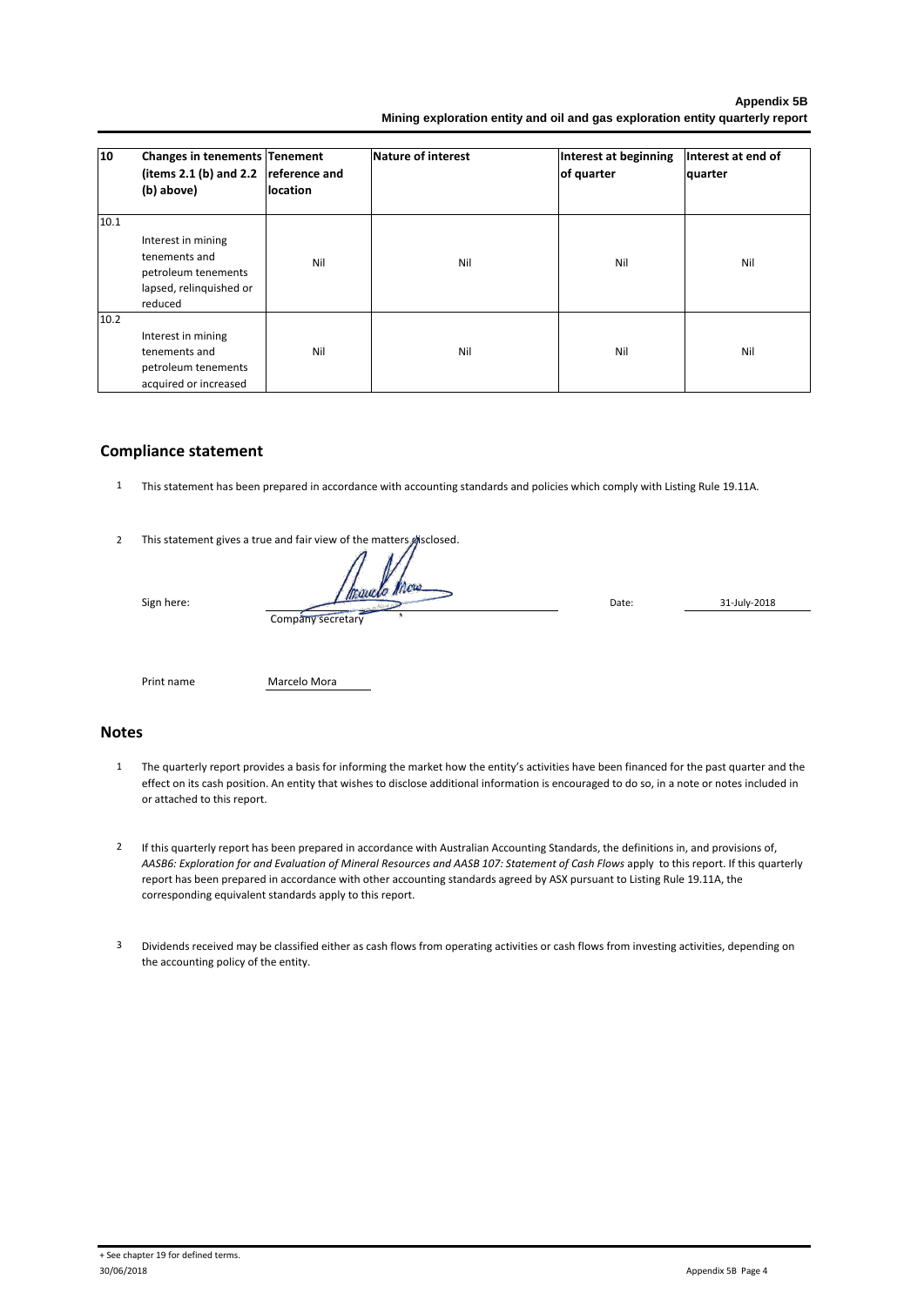| 10 | Changes in tenements (items 2.1 (b) and 2.2 (b) above) | Tenement reference and location | Nature of interest | Interest at beginning of quarter | Interest at end of quarter |
|---|---|---|---|---|---|
| 10.1 | Interest in mining tenements and petroleum tenements lapsed, relinquished or reduced | Nil | Nil | Nil | Nil |
| 10.2 | Interest in mining tenements and petroleum tenements acquired or increased | Nil | Nil | Nil | Nil |

## Compliance statement

1. This statement has been prepared in accordance with accounting standards and policies which comply with Listing Rule 19.11A.

2. This statement gives a true and fair view of the matters disclosed.

Sign here: ______________________ Company secretary    Date: 31-July-2018

Print name: Marcelo Mora

## Notes

1. The quarterly report provides a basis for informing the market how the entity's activities have been financed for the past quarter and the effect on its cash position. An entity that wishes to disclose additional information is encouraged to do so, in a note or notes included in or attached to this report.

2. If this quarterly report has been prepared in accordance with Australian Accounting Standards, the definitions in, and provisions of, *AASB6: Exploration for and Evaluation of Mineral Resources and AASB 107: Statement of Cash Flows* apply to this report. If this quarterly report has been prepared in accordance with other accounting standards agreed by ASX pursuant to Listing Rule 19.11A, the corresponding equivalent standards apply to this report.

3. Dividends received may be classified either as cash flows from operating activities or cash flows from investing activities, depending on the accounting policy of the entity.

+ See chapter 19 for defined terms.